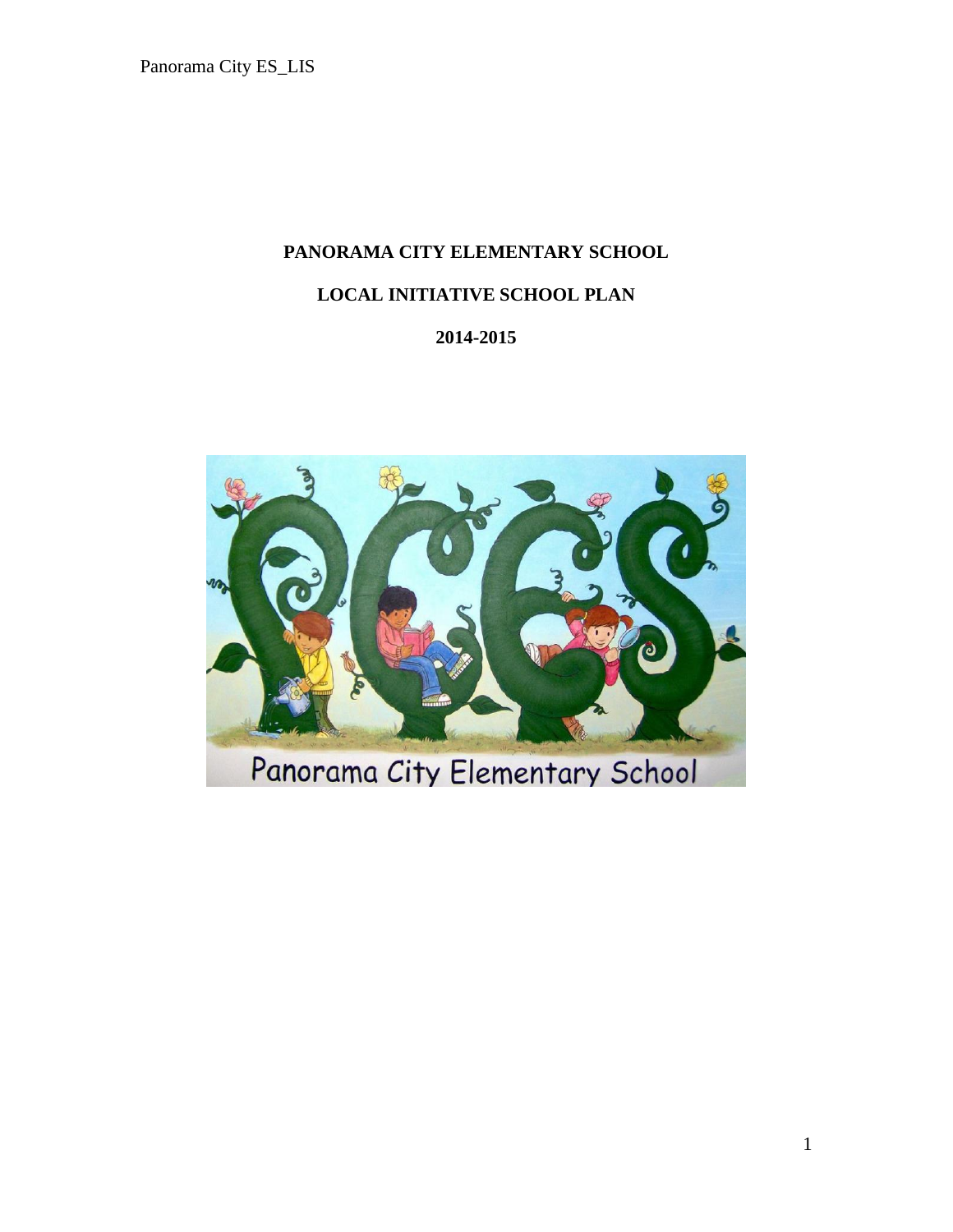# PANORAMA CITY ELEMENTARY SCHOOL

## LOCAL INITIATIVE SCHOOL PLAN

## 2014-2015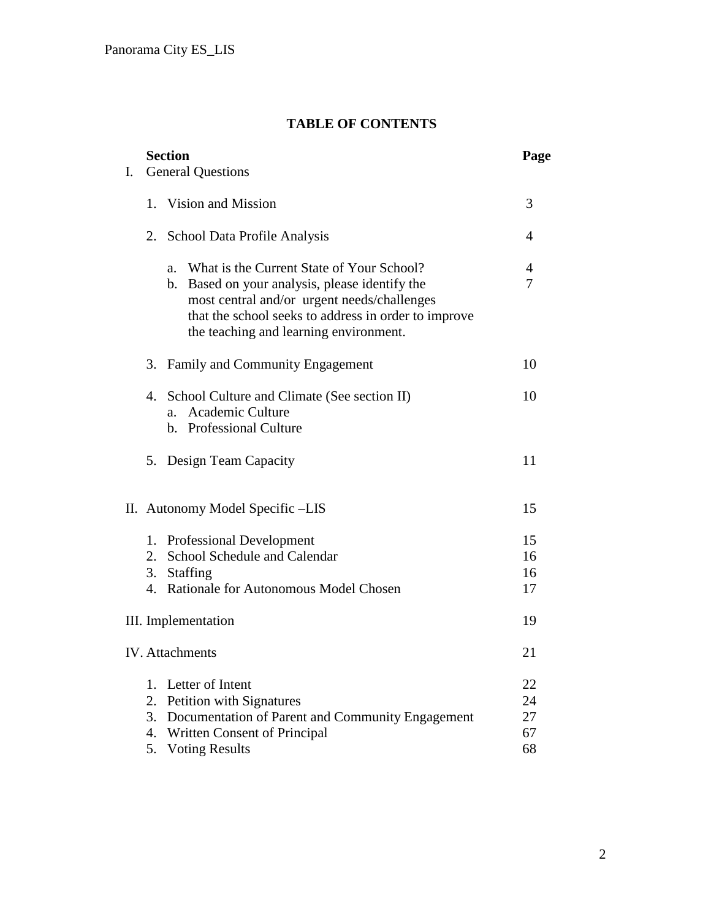# TABLE OF CONTENTS

| Section | Page |
|---|---|
| I. General Questions | |
| 1. Vision and Mission | 3 |
| 2. School Data Profile Analysis | 4 |
| a. What is the Current State of Your School? | 4 |
| b. Based on your analysis, please identify the most central and/or urgent needs/challenges that the school seeks to address in order to improve the teaching and learning environment. | 7 |
| 3. Family and Community Engagement | 10 |
| 4. School Culture and Climate (See section II) | 10 |
| a. Academic Culture | |
| b. Professional Culture | |
| 5. Design Team Capacity | 11 |
| II. Autonomy Model Specific –LIS | 15 |
| 1. Professional Development | 15 |
| 2. School Schedule and Calendar | 16 |
| 3. Staffing | 16 |
| 4. Rationale for Autonomous Model Chosen | 17 |
| III. Implementation | 19 |
| IV. Attachments | 21 |
| 1. Letter of Intent | 22 |
| 2. Petition with Signatures | 24 |
| 3. Documentation of Parent and Community Engagement | 27 |
| 4. Written Consent of Principal | 67 |
| 5. Voting Results | 68 |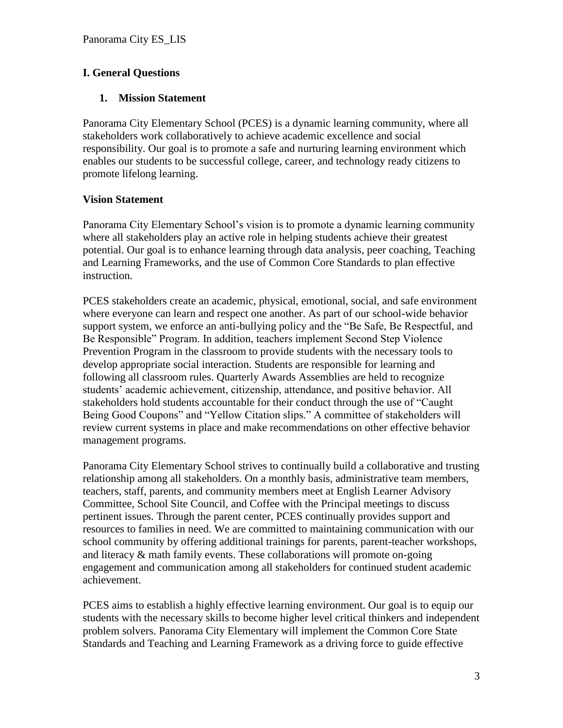## I. General Questions

### 1. Mission Statement

Panorama City Elementary School (PCES) is a dynamic learning community, where all stakeholders work collaboratively to achieve academic excellence and social responsibility. Our goal is to promote a safe and nurturing learning environment which enables our students to be successful college, career, and technology ready citizens to promote lifelong learning.

### Vision Statement

Panorama City Elementary School's vision is to promote a dynamic learning community where all stakeholders play an active role in helping students achieve their greatest potential. Our goal is to enhance learning through data analysis, peer coaching, Teaching and Learning Frameworks, and the use of Common Core Standards to plan effective instruction.

PCES stakeholders create an academic, physical, emotional, social, and safe environment where everyone can learn and respect one another. As part of our school-wide behavior support system, we enforce an anti-bullying policy and the "Be Safe, Be Respectful, and Be Responsible" Program. In addition, teachers implement Second Step Violence Prevention Program in the classroom to provide students with the necessary tools to develop appropriate social interaction. Students are responsible for learning and following all classroom rules. Quarterly Awards Assemblies are held to recognize students' academic achievement, citizenship, attendance, and positive behavior. All stakeholders hold students accountable for their conduct through the use of "Caught Being Good Coupons" and "Yellow Citation slips." A committee of stakeholders will review current systems in place and make recommendations on other effective behavior management programs.

Panorama City Elementary School strives to continually build a collaborative and trusting relationship among all stakeholders. On a monthly basis, administrative team members, teachers, staff, parents, and community members meet at English Learner Advisory Committee, School Site Council, and Coffee with the Principal meetings to discuss pertinent issues. Through the parent center, PCES continually provides support and resources to families in need. We are committed to maintaining communication with our school community by offering additional trainings for parents, parent-teacher workshops, and literacy & math family events. These collaborations will promote on-going engagement and communication among all stakeholders for continued student academic achievement.

PCES aims to establish a highly effective learning environment. Our goal is to equip our students with the necessary skills to become higher level critical thinkers and independent problem solvers. Panorama City Elementary will implement the Common Core State Standards and Teaching and Learning Framework as a driving force to guide effective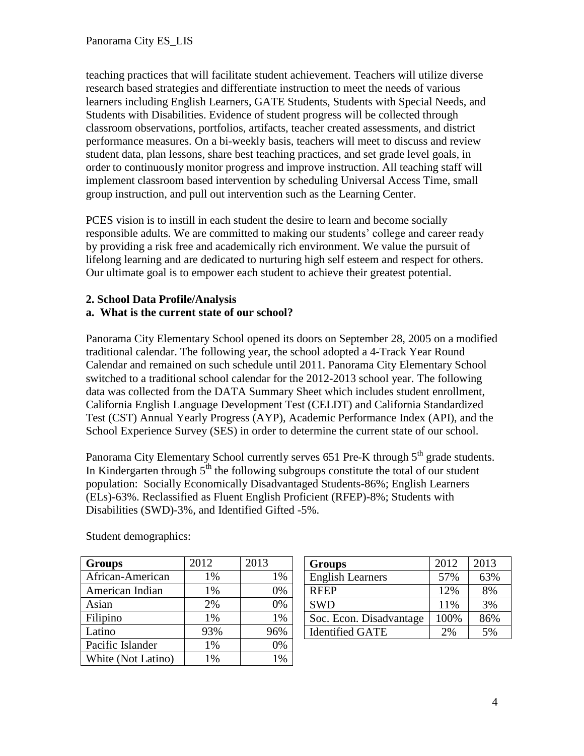teaching practices that will facilitate student achievement. Teachers will utilize diverse research based strategies and differentiate instruction to meet the needs of various learners including English Learners, GATE Students, Students with Special Needs, and Students with Disabilities. Evidence of student progress will be collected through classroom observations, portfolios, artifacts, teacher created assessments, and district performance measures. On a bi-weekly basis, teachers will meet to discuss and review student data, plan lessons, share best teaching practices, and set grade level goals, in order to continuously monitor progress and improve instruction. All teaching staff will implement classroom based intervention by scheduling Universal Access Time, small group instruction, and pull out intervention such as the Learning Center.

PCES vision is to instill in each student the desire to learn and become socially responsible adults. We are committed to making our students' college and career ready by providing a risk free and academically rich environment. We value the pursuit of lifelong learning and are dedicated to nurturing high self esteem and respect for others. Our ultimate goal is to empower each student to achieve their greatest potential.

## 2. School Data Profile/Analysis

### a. What is the current state of our school?

Panorama City Elementary School opened its doors on September 28, 2005 on a modified traditional calendar. The following year, the school adopted a 4-Track Year Round Calendar and remained on such schedule until 2011. Panorama City Elementary School switched to a traditional school calendar for the 2012-2013 school year. The following data was collected from the DATA Summary Sheet which includes student enrollment, California English Language Development Test (CELDT) and California Standardized Test (CST) Annual Yearly Progress (AYP), Academic Performance Index (API), and the School Experience Survey (SES) in order to determine the current state of our school.

Panorama City Elementary School currently serves 651 Pre-K through 5th grade students. In Kindergarten through 5th the following subgroups constitute the total of our student population: Socially Economically Disadvantaged Students-86%; English Learners (ELs)-63%. Reclassified as Fluent English Proficient (RFEP)-8%; Students with Disabilities (SWD)-3%, and Identified Gifted -5%.

Student demographics:

| Groups | 2012 | 2013 |
|---|---|---|
| African-American | 1% | 1% |
| American Indian | 1% | 0% |
| Asian | 2% | 0% |
| Filipino | 1% | 1% |
| Latino | 93% | 96% |
| Pacific Islander | 1% | 0% |
| White (Not Latino) | 1% | 1% |

| Groups | 2012 | 2013 |
|---|---|---|
| English Learners | 57% | 63% |
| RFEP | 12% | 8% |
| SWD | 11% | 3% |
| Soc. Econ. Disadvantage | 100% | 86% |
| Identified GATE | 2% | 5% |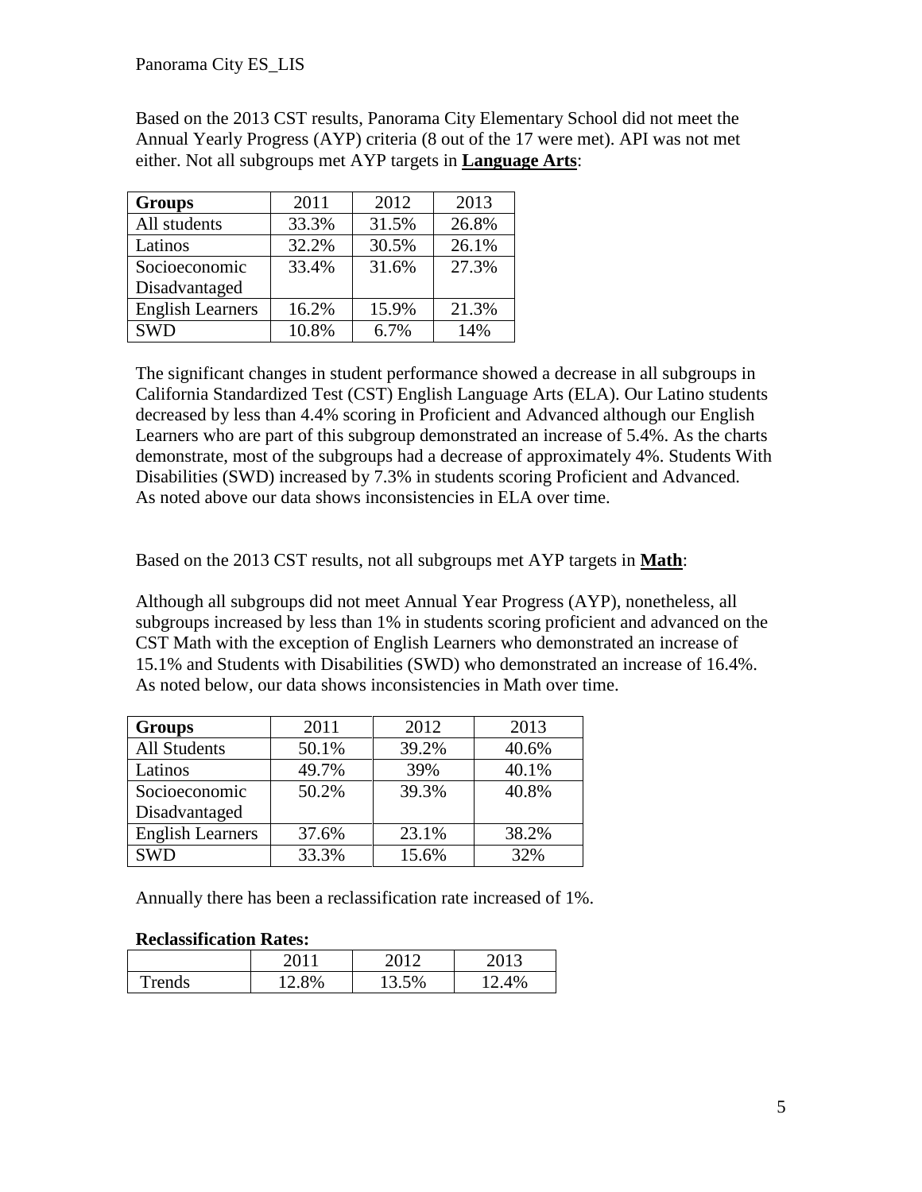Based on the 2013 CST results, Panorama City Elementary School did not meet the Annual Yearly Progress (AYP) criteria (8 out of the 17 were met). API was not met either. Not all subgroups met AYP targets in **Language Arts**:

| Groups | 2011 | 2012 | 2013 |
|---|---|---|---|
| All students | 33.3% | 31.5% | 26.8% |
| Latinos | 32.2% | 30.5% | 26.1% |
| Socioeconomic Disadvantaged | 33.4% | 31.6% | 27.3% |
| English Learners | 16.2% | 15.9% | 21.3% |
| SWD | 10.8% | 6.7% | 14% |

The significant changes in student performance showed a decrease in all subgroups in California Standardized Test (CST) English Language Arts (ELA). Our Latino students decreased by less than 4.4% scoring in Proficient and Advanced although our English Learners who are part of this subgroup demonstrated an increase of 5.4%. As the charts demonstrate, most of the subgroups had a decrease of approximately 4%. Students With Disabilities (SWD) increased by 7.3% in students scoring Proficient and Advanced. As noted above our data shows inconsistencies in ELA over time.

Based on the 2013 CST results, not all subgroups met AYP targets in **Math**:

Although all subgroups did not meet Annual Year Progress (AYP), nonetheless, all subgroups increased by less than 1% in students scoring proficient and advanced on the CST Math with the exception of English Learners who demonstrated an increase of 15.1% and Students with Disabilities (SWD) who demonstrated an increase of 16.4%. As noted below, our data shows inconsistencies in Math over time.

| Groups | 2011 | 2012 | 2013 |
|---|---|---|---|
| All Students | 50.1% | 39.2% | 40.6% |
| Latinos | 49.7% | 39% | 40.1% |
| Socioeconomic Disadvantaged | 50.2% | 39.3% | 40.8% |
| English Learners | 37.6% | 23.1% | 38.2% |
| SWD | 33.3% | 15.6% | 32% |

Annually there has been a reclassification rate increased of 1%.

**Reclassification Rates:**

| | 2011 | 2012 | 2013 |
|---|---|---|---|
| Trends | 12.8% | 13.5% | 12.4% |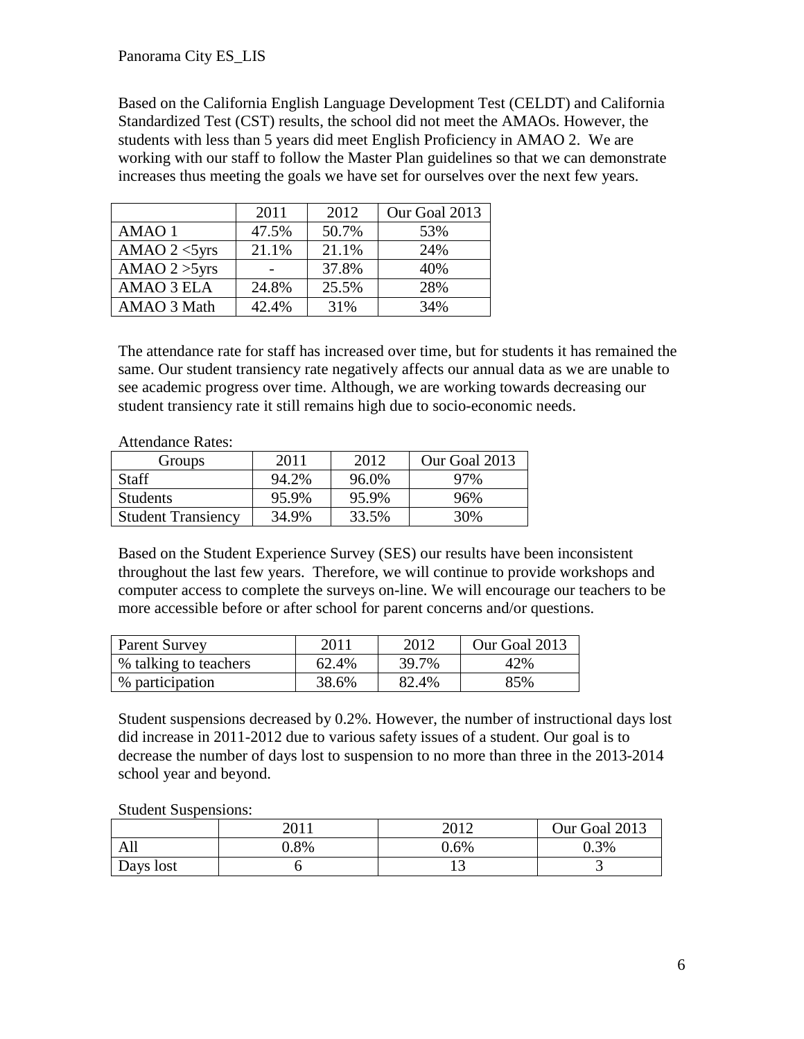Based on the California English Language Development Test (CELDT) and California Standardized Test (CST) results, the school did not meet the AMAOs. However, the students with less than 5 years did meet English Proficiency in AMAO 2. We are working with our staff to follow the Master Plan guidelines so that we can demonstrate increases thus meeting the goals we have set for ourselves over the next few years.

| | 2011 | 2012 | Our Goal 2013 |
|---|---|---|---|
| AMAO 1 | 47.5% | 50.7% | 53% |
| AMAO 2 <5yrs | 21.1% | 21.1% | 24% |
| AMAO 2 >5yrs | - | 37.8% | 40% |
| AMAO 3 ELA | 24.8% | 25.5% | 28% |
| AMAO 3 Math | 42.4% | 31% | 34% |

The attendance rate for staff has increased over time, but for students it has remained the same. Our student transiency rate negatively affects our annual data as we are unable to see academic progress over time. Although, we are working towards decreasing our student transiency rate it still remains high due to socio-economic needs.

Attendance Rates:

| Groups | 2011 | 2012 | Our Goal 2013 |
|---|---|---|---|
| Staff | 94.2% | 96.0% | 97% |
| Students | 95.9% | 95.9% | 96% |
| Student Transiency | 34.9% | 33.5% | 30% |

Based on the Student Experience Survey (SES) our results have been inconsistent throughout the last few years. Therefore, we will continue to provide workshops and computer access to complete the surveys on-line. We will encourage our teachers to be more accessible before or after school for parent concerns and/or questions.

| Parent Survey | 2011 | 2012 | Our Goal 2013 |
|---|---|---|---|
| % talking to teachers | 62.4% | 39.7% | 42% |
| % participation | 38.6% | 82.4% | 85% |

Student suspensions decreased by 0.2%. However, the number of instructional days lost did increase in 2011-2012 due to various safety issues of a student. Our goal is to decrease the number of days lost to suspension to no more than three in the 2013-2014 school year and beyond.

Student Suspensions:

| | 2011 | 2012 | Our Goal 2013 |
|---|---|---|---|
| All | 0.8% | 0.6% | 0.3% |
| Days lost | 6 | 13 | 3 |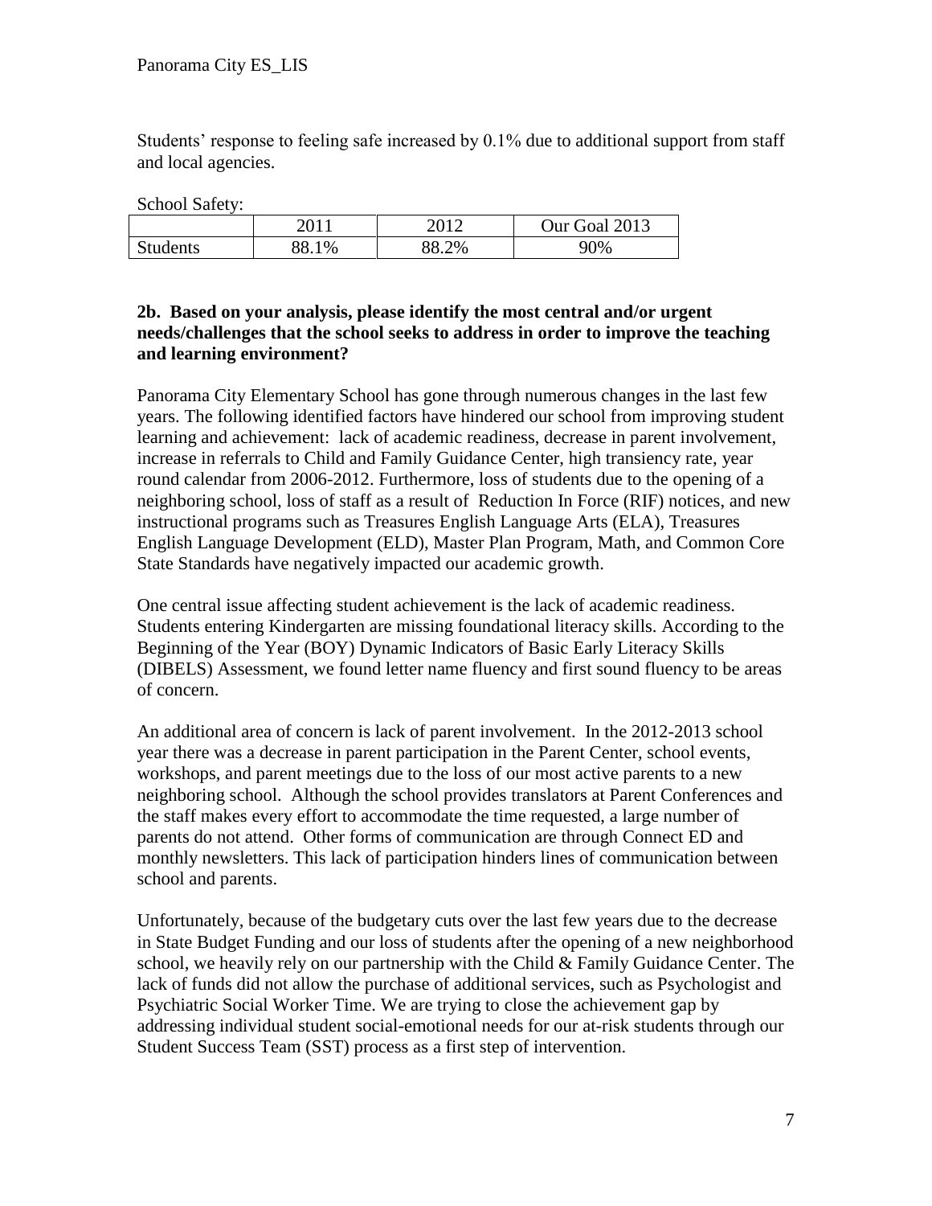Students' response to feeling safe increased by 0.1% due to additional support from staff and local agencies.

School Safety:

| | 2011 | 2012 | Our Goal 2013 |
|---|---|---|---|
| Students | 88.1% | 88.2% | 90% |

**2b. Based on your analysis, please identify the most central and/or urgent needs/challenges that the school seeks to address in order to improve the teaching and learning environment?**

Panorama City Elementary School has gone through numerous changes in the last few years. The following identified factors have hindered our school from improving student learning and achievement: lack of academic readiness, decrease in parent involvement, increase in referrals to Child and Family Guidance Center, high transiency rate, year round calendar from 2006-2012. Furthermore, loss of students due to the opening of a neighboring school, loss of staff as a result of Reduction In Force (RIF) notices, and new instructional programs such as Treasures English Language Arts (ELA), Treasures English Language Development (ELD), Master Plan Program, Math, and Common Core State Standards have negatively impacted our academic growth.

One central issue affecting student achievement is the lack of academic readiness. Students entering Kindergarten are missing foundational literacy skills. According to the Beginning of the Year (BOY) Dynamic Indicators of Basic Early Literacy Skills (DIBELS) Assessment, we found letter name fluency and first sound fluency to be areas of concern.

An additional area of concern is lack of parent involvement. In the 2012-2013 school year there was a decrease in parent participation in the Parent Center, school events, workshops, and parent meetings due to the loss of our most active parents to a new neighboring school. Although the school provides translators at Parent Conferences and the staff makes every effort to accommodate the time requested, a large number of parents do not attend. Other forms of communication are through Connect ED and monthly newsletters. This lack of participation hinders lines of communication between school and parents.

Unfortunately, because of the budgetary cuts over the last few years due to the decrease in State Budget Funding and our loss of students after the opening of a new neighborhood school, we heavily rely on our partnership with the Child & Family Guidance Center. The lack of funds did not allow the purchase of additional services, such as Psychologist and Psychiatric Social Worker Time. We are trying to close the achievement gap by addressing individual student social-emotional needs for our at-risk students through our Student Success Team (SST) process as a first step of intervention.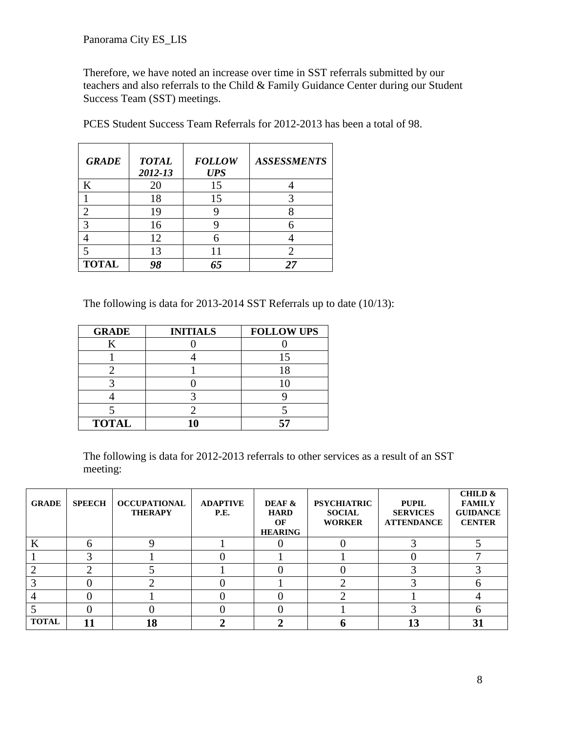Therefore, we have noted an increase over time in SST referrals submitted by our teachers and also referrals to the Child & Family Guidance Center during our Student Success Team (SST) meetings.

PCES Student Success Team Referrals for 2012-2013 has been a total of 98.

| ***GRADE*** | ***TOTAL 2012-13*** | ***FOLLOW UPS*** | ***ASSESSMENTS*** |
|---|---|---|---|
| K | 20 | 15 | 4 |
| 1 | 18 | 15 | 3 |
| 2 | 19 | 9 | 8 |
| 3 | 16 | 9 | 6 |
| 4 | 12 | 6 | 4 |
| 5 | 13 | 11 | 2 |
| **TOTAL** | ***98*** | ***65*** | ***27*** |

The following is data for 2013-2014 SST Referrals up to date (10/13):

| **GRADE** | **INITIALS** | **FOLLOW UPS** |
|---|---|---|
| K | 0 | 0 |
| 1 | 4 | 15 |
| 2 | 1 | 18 |
| 3 | 0 | 10 |
| 4 | 3 | 9 |
| 5 | 2 | 5 |
| **TOTAL** | **10** | **57** |

The following is data for 2012-2013 referrals to other services as a result of an SST meeting:

| **GRADE** | **SPEECH** | **OCCUPATIONAL THERAPY** | **ADAPTIVE P.E.** | **DEAF & HARD OF HEARING** | **PSYCHIATRIC SOCIAL WORKER** | **PUPIL SERVICES ATTENDANCE** | **CHILD & FAMILY GUIDANCE CENTER** |
|---|---|---|---|---|---|---|---|
| K | 6 | 9 | 1 | 0 | 0 | 3 | 5 |
| 1 | 3 | 1 | 0 | 1 | 1 | 0 | 7 |
| 2 | 2 | 5 | 1 | 0 | 0 | 3 | 3 |
| 3 | 0 | 2 | 0 | 1 | 2 | 3 | 6 |
| 4 | 0 | 1 | 0 | 0 | 2 | 1 | 4 |
| 5 | 0 | 0 | 0 | 0 | 1 | 3 | 6 |
| **TOTAL** | **11** | **18** | **2** | **2** | **6** | **13** | **31** |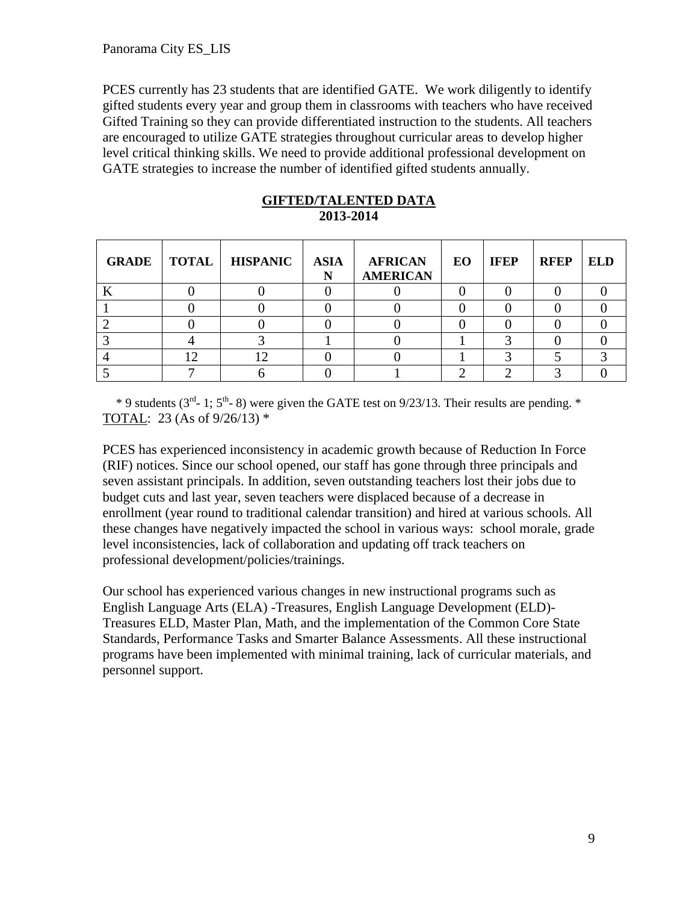PCES currently has 23 students that are identified GATE. We work diligently to identify gifted students every year and group them in classrooms with teachers who have received Gifted Training so they can provide differentiated instruction to the students. All teachers are encouraged to utilize GATE strategies throughout curricular areas to develop higher level critical thinking skills. We need to provide additional professional development on GATE strategies to increase the number of identified gifted students annually.

**GIFTED/TALENTED DATA**
**2013-2014**

| GRADE | TOTAL | HISPANIC | ASIAN | AFRICAN AMERICAN | EO | IFEP | RFEP | ELD |
|---|---|---|---|---|---|---|---|---|
| K | 0 | 0 | 0 | 0 | 0 | 0 | 0 | 0 |
| 1 | 0 | 0 | 0 | 0 | 0 | 0 | 0 | 0 |
| 2 | 0 | 0 | 0 | 0 | 0 | 0 | 0 | 0 |
| 3 | 4 | 3 | 1 | 0 | 1 | 3 | 0 | 0 |
| 4 | 12 | 12 | 0 | 0 | 1 | 3 | 5 | 3 |
| 5 | 7 | 6 | 0 | 1 | 2 | 2 | 3 | 0 |

\* 9 students (3rd- 1; 5th- 8) were given the GATE test on 9/23/13. Their results are pending. *
TOTAL: 23 (As of 9/26/13) *

PCES has experienced inconsistency in academic growth because of Reduction In Force (RIF) notices. Since our school opened, our staff has gone through three principals and seven assistant principals. In addition, seven outstanding teachers lost their jobs due to budget cuts and last year, seven teachers were displaced because of a decrease in enrollment (year round to traditional calendar transition) and hired at various schools. All these changes have negatively impacted the school in various ways: school morale, grade level inconsistencies, lack of collaboration and updating off track teachers on professional development/policies/trainings.

Our school has experienced various changes in new instructional programs such as English Language Arts (ELA) -Treasures, English Language Development (ELD)- Treasures ELD, Master Plan, Math, and the implementation of the Common Core State Standards, Performance Tasks and Smarter Balance Assessments. All these instructional programs have been implemented with minimal training, lack of curricular materials, and personnel support.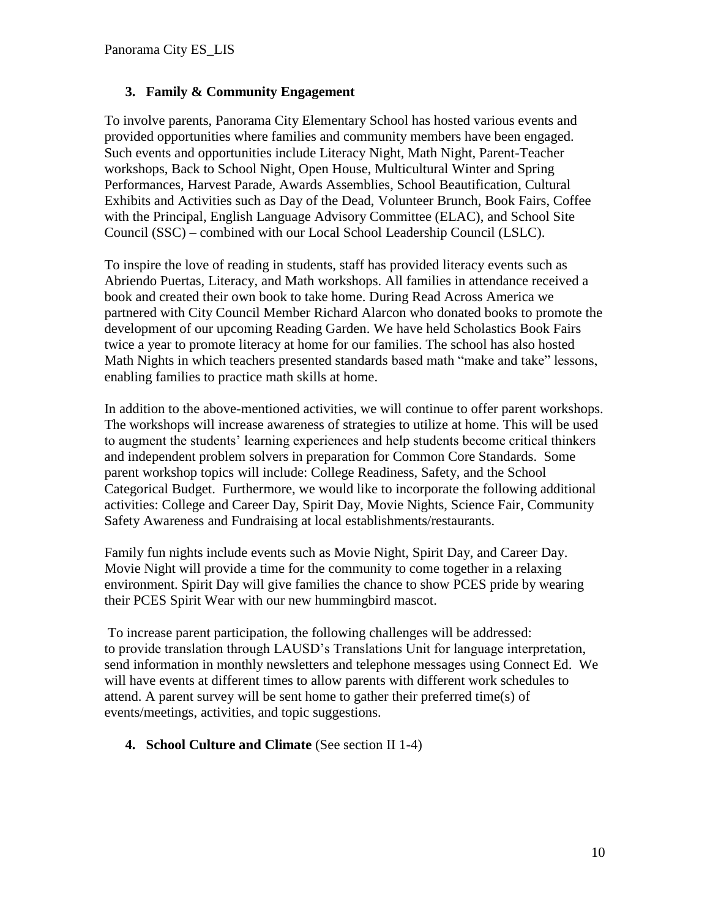### 3. Family & Community Engagement

To involve parents, Panorama City Elementary School has hosted various events and provided opportunities where families and community members have been engaged. Such events and opportunities include Literacy Night, Math Night, Parent-Teacher workshops, Back to School Night, Open House, Multicultural Winter and Spring Performances, Harvest Parade, Awards Assemblies, School Beautification, Cultural Exhibits and Activities such as Day of the Dead, Volunteer Brunch, Book Fairs, Coffee with the Principal, English Language Advisory Committee (ELAC), and School Site Council (SSC) – combined with our Local School Leadership Council (LSLC).

To inspire the love of reading in students, staff has provided literacy events such as Abriendo Puertas, Literacy, and Math workshops. All families in attendance received a book and created their own book to take home. During Read Across America we partnered with City Council Member Richard Alarcon who donated books to promote the development of our upcoming Reading Garden. We have held Scholastics Book Fairs twice a year to promote literacy at home for our families. The school has also hosted Math Nights in which teachers presented standards based math "make and take" lessons, enabling families to practice math skills at home.

In addition to the above-mentioned activities, we will continue to offer parent workshops. The workshops will increase awareness of strategies to utilize at home. This will be used to augment the students' learning experiences and help students become critical thinkers and independent problem solvers in preparation for Common Core Standards. Some parent workshop topics will include: College Readiness, Safety, and the School Categorical Budget. Furthermore, we would like to incorporate the following additional activities: College and Career Day, Spirit Day, Movie Nights, Science Fair, Community Safety Awareness and Fundraising at local establishments/restaurants.

Family fun nights include events such as Movie Night, Spirit Day, and Career Day. Movie Night will provide a time for the community to come together in a relaxing environment. Spirit Day will give families the chance to show PCES pride by wearing their PCES Spirit Wear with our new hummingbird mascot.

To increase parent participation, the following challenges will be addressed: to provide translation through LAUSD's Translations Unit for language interpretation, send information in monthly newsletters and telephone messages using Connect Ed. We will have events at different times to allow parents with different work schedules to attend. A parent survey will be sent home to gather their preferred time(s) of events/meetings, activities, and topic suggestions.

### 4. School Culture and Climate (See section II 1-4)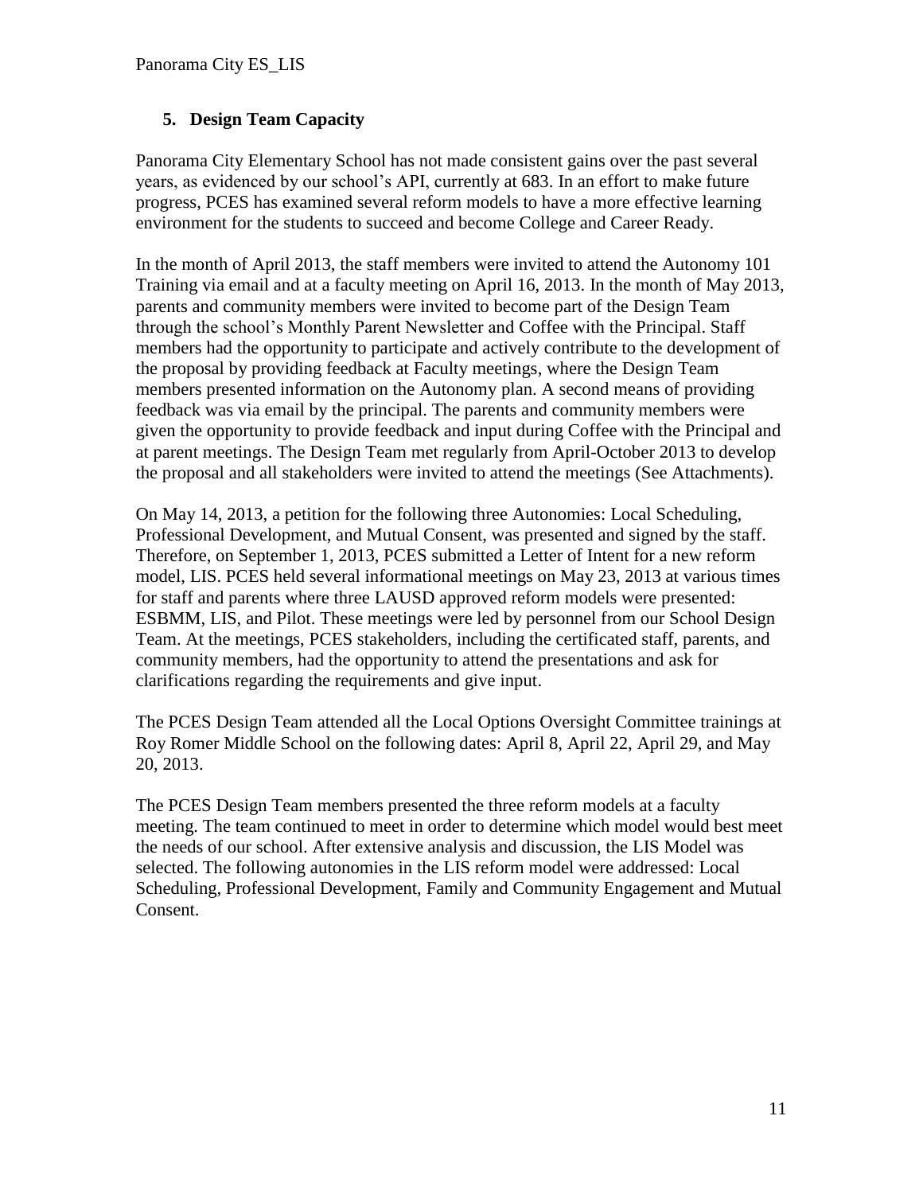## 5. Design Team Capacity

Panorama City Elementary School has not made consistent gains over the past several years, as evidenced by our school's API, currently at 683. In an effort to make future progress, PCES has examined several reform models to have a more effective learning environment for the students to succeed and become College and Career Ready.

In the month of April 2013, the staff members were invited to attend the Autonomy 101 Training via email and at a faculty meeting on April 16, 2013. In the month of May 2013, parents and community members were invited to become part of the Design Team through the school's Monthly Parent Newsletter and Coffee with the Principal. Staff members had the opportunity to participate and actively contribute to the development of the proposal by providing feedback at Faculty meetings, where the Design Team members presented information on the Autonomy plan. A second means of providing feedback was via email by the principal. The parents and community members were given the opportunity to provide feedback and input during Coffee with the Principal and at parent meetings. The Design Team met regularly from April-October 2013 to develop the proposal and all stakeholders were invited to attend the meetings (See Attachments).

On May 14, 2013, a petition for the following three Autonomies: Local Scheduling, Professional Development, and Mutual Consent, was presented and signed by the staff. Therefore, on September 1, 2013, PCES submitted a Letter of Intent for a new reform model, LIS. PCES held several informational meetings on May 23, 2013 at various times for staff and parents where three LAUSD approved reform models were presented: ESBMM, LIS, and Pilot. These meetings were led by personnel from our School Design Team. At the meetings, PCES stakeholders, including the certificated staff, parents, and community members, had the opportunity to attend the presentations and ask for clarifications regarding the requirements and give input.

The PCES Design Team attended all the Local Options Oversight Committee trainings at Roy Romer Middle School on the following dates: April 8, April 22, April 29, and May 20, 2013.

The PCES Design Team members presented the three reform models at a faculty meeting. The team continued to meet in order to determine which model would best meet the needs of our school. After extensive analysis and discussion, the LIS Model was selected. The following autonomies in the LIS reform model were addressed: Local Scheduling, Professional Development, Family and Community Engagement and Mutual Consent.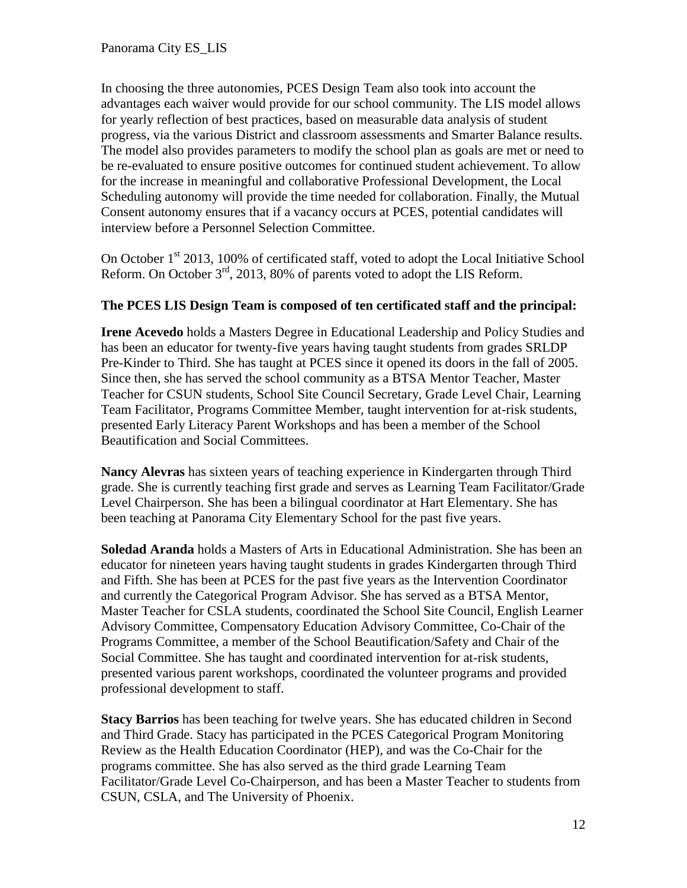In choosing the three autonomies, PCES Design Team also took into account the advantages each waiver would provide for our school community. The LIS model allows for yearly reflection of best practices, based on measurable data analysis of student progress, via the various District and classroom assessments and Smarter Balance results. The model also provides parameters to modify the school plan as goals are met or need to be re-evaluated to ensure positive outcomes for continued student achievement. To allow for the increase in meaningful and collaborative Professional Development, the Local Scheduling autonomy will provide the time needed for collaboration. Finally, the Mutual Consent autonomy ensures that if a vacancy occurs at PCES, potential candidates will interview before a Personnel Selection Committee.

On October 1st 2013, 100% of certificated staff, voted to adopt the Local Initiative School Reform. On October 3rd, 2013, 80% of parents voted to adopt the LIS Reform.

**The PCES LIS Design Team is composed of ten certificated staff and the principal:**

**Irene Acevedo** holds a Masters Degree in Educational Leadership and Policy Studies and has been an educator for twenty-five years having taught students from grades SRLDP Pre-Kinder to Third. She has taught at PCES since it opened its doors in the fall of 2005. Since then, she has served the school community as a BTSA Mentor Teacher, Master Teacher for CSUN students, School Site Council Secretary, Grade Level Chair, Learning Team Facilitator, Programs Committee Member, taught intervention for at-risk students, presented Early Literacy Parent Workshops and has been a member of the School Beautification and Social Committees.

**Nancy Alevras** has sixteen years of teaching experience in Kindergarten through Third grade. She is currently teaching first grade and serves as Learning Team Facilitator/Grade Level Chairperson. She has been a bilingual coordinator at Hart Elementary. She has been teaching at Panorama City Elementary School for the past five years.

**Soledad Aranda** holds a Masters of Arts in Educational Administration. She has been an educator for nineteen years having taught students in grades Kindergarten through Third and Fifth. She has been at PCES for the past five years as the Intervention Coordinator and currently the Categorical Program Advisor. She has served as a BTSA Mentor, Master Teacher for CSLA students, coordinated the School Site Council, English Learner Advisory Committee, Compensatory Education Advisory Committee, Co-Chair of the Programs Committee, a member of the School Beautification/Safety and Chair of the Social Committee. She has taught and coordinated intervention for at-risk students, presented various parent workshops, coordinated the volunteer programs and provided professional development to staff.

**Stacy Barrios** has been teaching for twelve years. She has educated children in Second and Third Grade. Stacy has participated in the PCES Categorical Program Monitoring Review as the Health Education Coordinator (HEP), and was the Co-Chair for the programs committee. She has also served as the third grade Learning Team Facilitator/Grade Level Co-Chairperson, and has been a Master Teacher to students from CSUN, CSLA, and The University of Phoenix.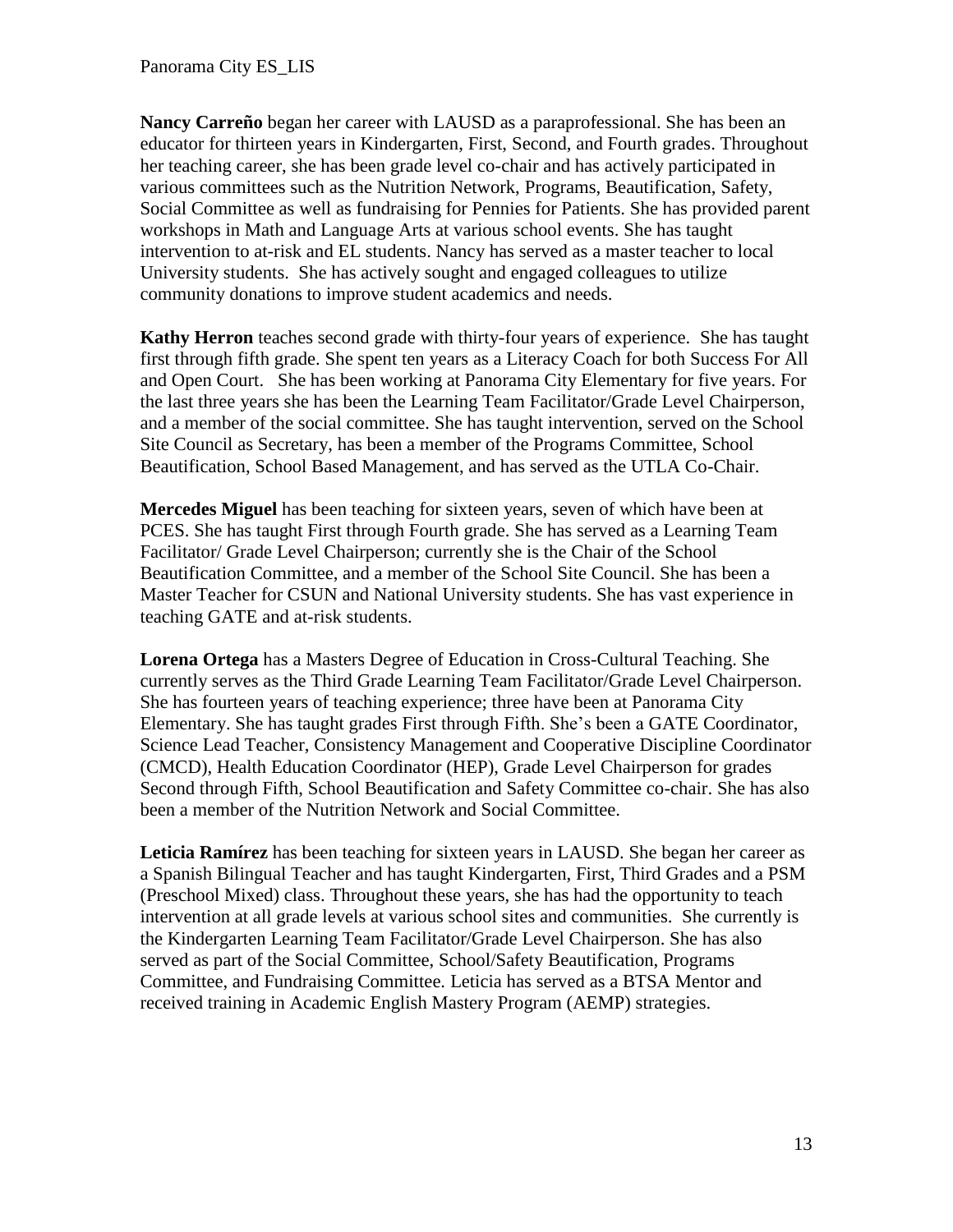**Nancy Carreño** began her career with LAUSD as a paraprofessional. She has been an educator for thirteen years in Kindergarten, First, Second, and Fourth grades. Throughout her teaching career, she has been grade level co-chair and has actively participated in various committees such as the Nutrition Network, Programs, Beautification, Safety, Social Committee as well as fundraising for Pennies for Patients. She has provided parent workshops in Math and Language Arts at various school events. She has taught intervention to at-risk and EL students. Nancy has served as a master teacher to local University students. She has actively sought and engaged colleagues to utilize community donations to improve student academics and needs.

**Kathy Herron** teaches second grade with thirty-four years of experience. She has taught first through fifth grade. She spent ten years as a Literacy Coach for both Success For All and Open Court. She has been working at Panorama City Elementary for five years. For the last three years she has been the Learning Team Facilitator/Grade Level Chairperson, and a member of the social committee. She has taught intervention, served on the School Site Council as Secretary, has been a member of the Programs Committee, School Beautification, School Based Management, and has served as the UTLA Co-Chair.

**Mercedes Miguel** has been teaching for sixteen years, seven of which have been at PCES. She has taught First through Fourth grade. She has served as a Learning Team Facilitator/ Grade Level Chairperson; currently she is the Chair of the School Beautification Committee, and a member of the School Site Council. She has been a Master Teacher for CSUN and National University students. She has vast experience in teaching GATE and at-risk students.

**Lorena Ortega** has a Masters Degree of Education in Cross-Cultural Teaching. She currently serves as the Third Grade Learning Team Facilitator/Grade Level Chairperson. She has fourteen years of teaching experience; three have been at Panorama City Elementary. She has taught grades First through Fifth. She's been a GATE Coordinator, Science Lead Teacher, Consistency Management and Cooperative Discipline Coordinator (CMCD), Health Education Coordinator (HEP), Grade Level Chairperson for grades Second through Fifth, School Beautification and Safety Committee co-chair. She has also been a member of the Nutrition Network and Social Committee.

**Leticia Ramírez** has been teaching for sixteen years in LAUSD. She began her career as a Spanish Bilingual Teacher and has taught Kindergarten, First, Third Grades and a PSM (Preschool Mixed) class. Throughout these years, she has had the opportunity to teach intervention at all grade levels at various school sites and communities. She currently is the Kindergarten Learning Team Facilitator/Grade Level Chairperson. She has also served as part of the Social Committee, School/Safety Beautification, Programs Committee, and Fundraising Committee. Leticia has served as a BTSA Mentor and received training in Academic English Mastery Program (AEMP) strategies.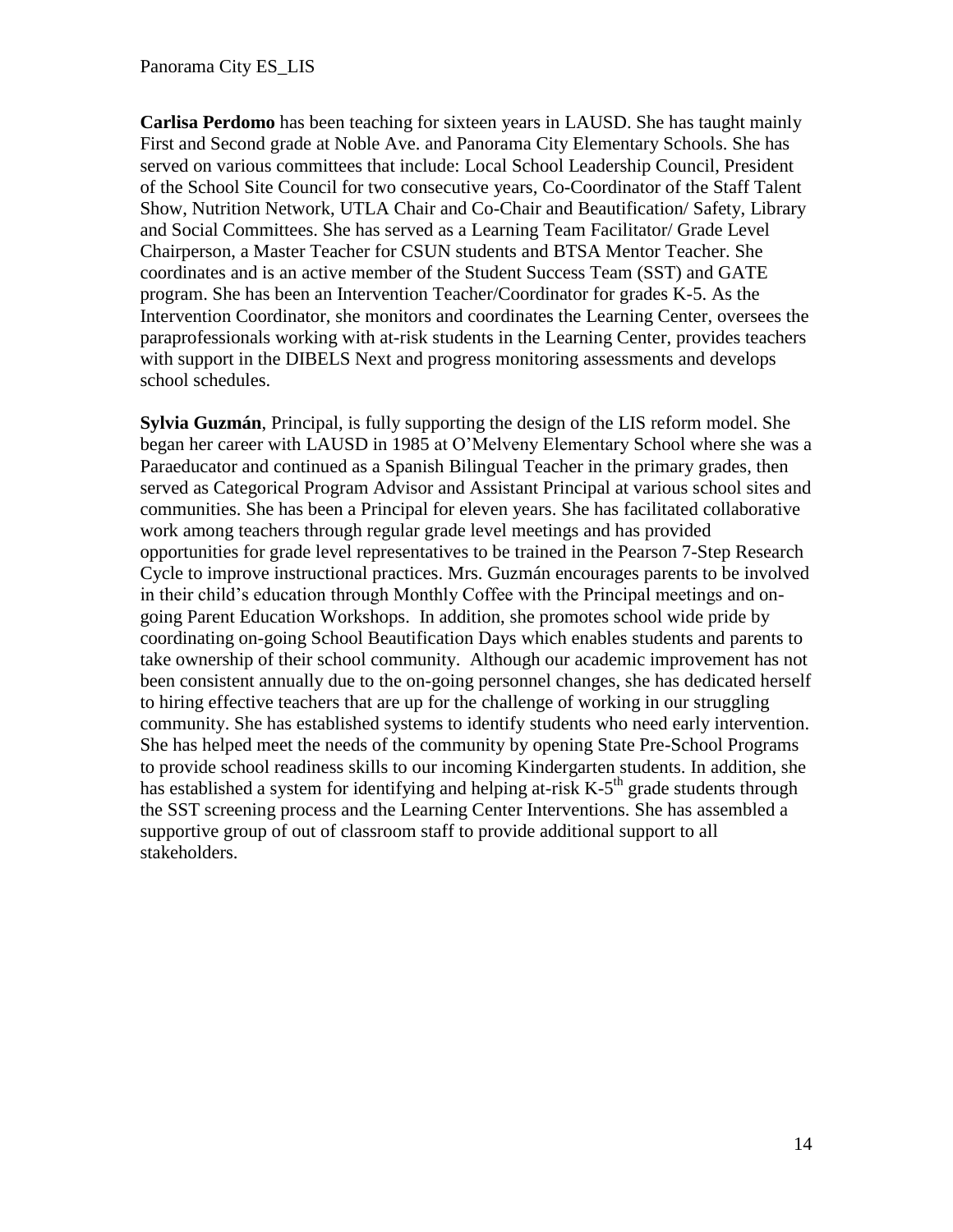**Carlisa Perdomo** has been teaching for sixteen years in LAUSD. She has taught mainly First and Second grade at Noble Ave. and Panorama City Elementary Schools. She has served on various committees that include: Local School Leadership Council, President of the School Site Council for two consecutive years, Co-Coordinator of the Staff Talent Show, Nutrition Network, UTLA Chair and Co-Chair and Beautification/ Safety, Library and Social Committees. She has served as a Learning Team Facilitator/ Grade Level Chairperson, a Master Teacher for CSUN students and BTSA Mentor Teacher. She coordinates and is an active member of the Student Success Team (SST) and GATE program. She has been an Intervention Teacher/Coordinator for grades K-5. As the Intervention Coordinator, she monitors and coordinates the Learning Center, oversees the paraprofessionals working with at-risk students in the Learning Center, provides teachers with support in the DIBELS Next and progress monitoring assessments and develops school schedules.

**Sylvia Guzmán**, Principal, is fully supporting the design of the LIS reform model. She began her career with LAUSD in 1985 at O'Melveny Elementary School where she was a Paraeducator and continued as a Spanish Bilingual Teacher in the primary grades, then served as Categorical Program Advisor and Assistant Principal at various school sites and communities. She has been a Principal for eleven years. She has facilitated collaborative work among teachers through regular grade level meetings and has provided opportunities for grade level representatives to be trained in the Pearson 7-Step Research Cycle to improve instructional practices. Mrs. Guzmán encourages parents to be involved in their child's education through Monthly Coffee with the Principal meetings and on-going Parent Education Workshops. In addition, she promotes school wide pride by coordinating on-going School Beautification Days which enables students and parents to take ownership of their school community. Although our academic improvement has not been consistent annually due to the on-going personnel changes, she has dedicated herself to hiring effective teachers that are up for the challenge of working in our struggling community. She has established systems to identify students who need early intervention. She has helped meet the needs of the community by opening State Pre-School Programs to provide school readiness skills to our incoming Kindergarten students. In addition, she has established a system for identifying and helping at-risk K-5th grade students through the SST screening process and the Learning Center Interventions. She has assembled a supportive group of out of classroom staff to provide additional support to all stakeholders.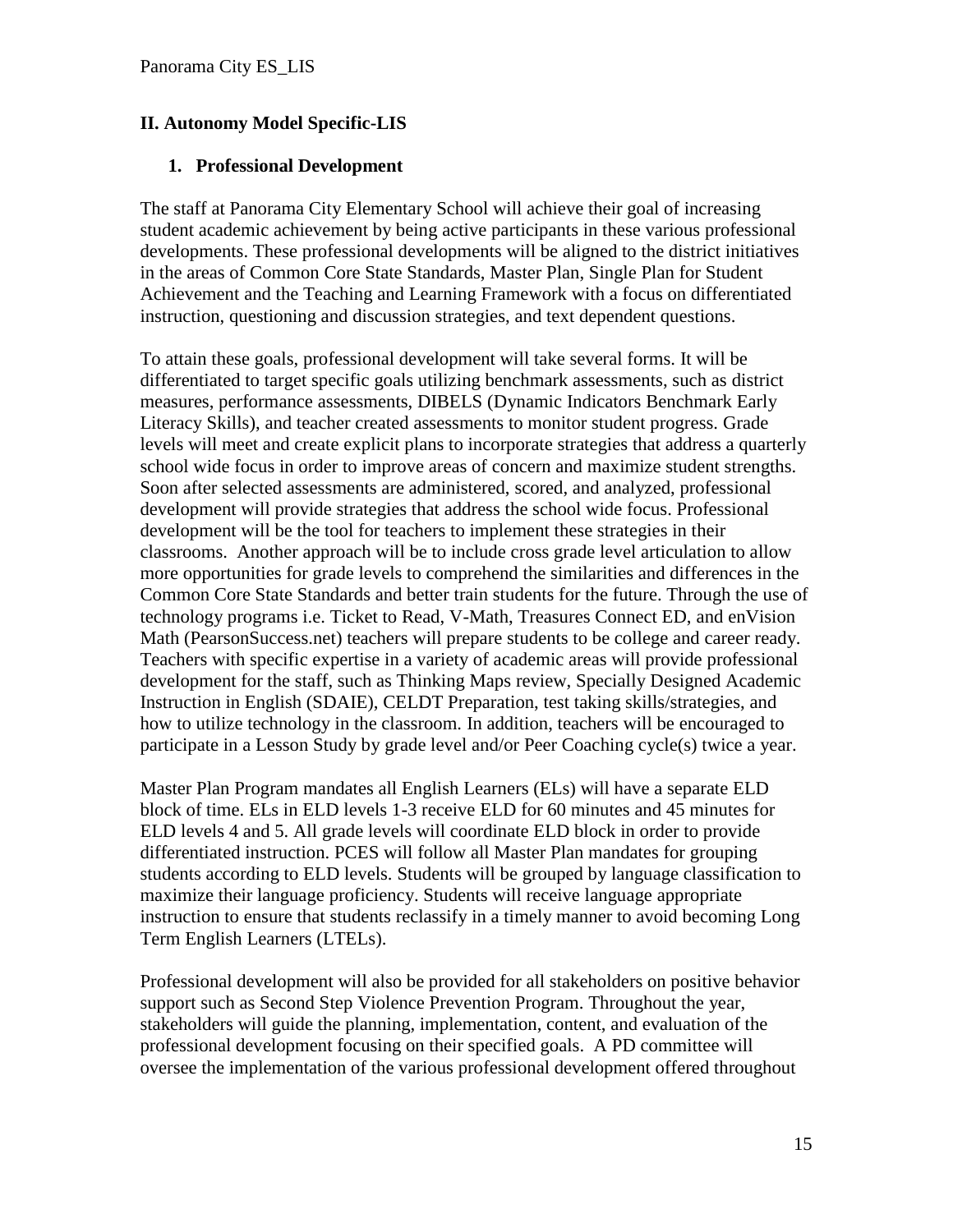## II. Autonomy Model Specific-LIS

### 1. Professional Development

The staff at Panorama City Elementary School will achieve their goal of increasing student academic achievement by being active participants in these various professional developments. These professional developments will be aligned to the district initiatives in the areas of Common Core State Standards, Master Plan, Single Plan for Student Achievement and the Teaching and Learning Framework with a focus on differentiated instruction, questioning and discussion strategies, and text dependent questions.

To attain these goals, professional development will take several forms. It will be differentiated to target specific goals utilizing benchmark assessments, such as district measures, performance assessments, DIBELS (Dynamic Indicators Benchmark Early Literacy Skills), and teacher created assessments to monitor student progress. Grade levels will meet and create explicit plans to incorporate strategies that address a quarterly school wide focus in order to improve areas of concern and maximize student strengths. Soon after selected assessments are administered, scored, and analyzed, professional development will provide strategies that address the school wide focus. Professional development will be the tool for teachers to implement these strategies in their classrooms. Another approach will be to include cross grade level articulation to allow more opportunities for grade levels to comprehend the similarities and differences in the Common Core State Standards and better train students for the future. Through the use of technology programs i.e. Ticket to Read, V-Math, Treasures Connect ED, and enVision Math (PearsonSuccess.net) teachers will prepare students to be college and career ready. Teachers with specific expertise in a variety of academic areas will provide professional development for the staff, such as Thinking Maps review, Specially Designed Academic Instruction in English (SDAIE), CELDT Preparation, test taking skills/strategies, and how to utilize technology in the classroom. In addition, teachers will be encouraged to participate in a Lesson Study by grade level and/or Peer Coaching cycle(s) twice a year.

Master Plan Program mandates all English Learners (ELs) will have a separate ELD block of time. ELs in ELD levels 1-3 receive ELD for 60 minutes and 45 minutes for ELD levels 4 and 5. All grade levels will coordinate ELD block in order to provide differentiated instruction. PCES will follow all Master Plan mandates for grouping students according to ELD levels. Students will be grouped by language classification to maximize their language proficiency. Students will receive language appropriate instruction to ensure that students reclassify in a timely manner to avoid becoming Long Term English Learners (LTELs).

Professional development will also be provided for all stakeholders on positive behavior support such as Second Step Violence Prevention Program. Throughout the year, stakeholders will guide the planning, implementation, content, and evaluation of the professional development focusing on their specified goals. A PD committee will oversee the implementation of the various professional development offered throughout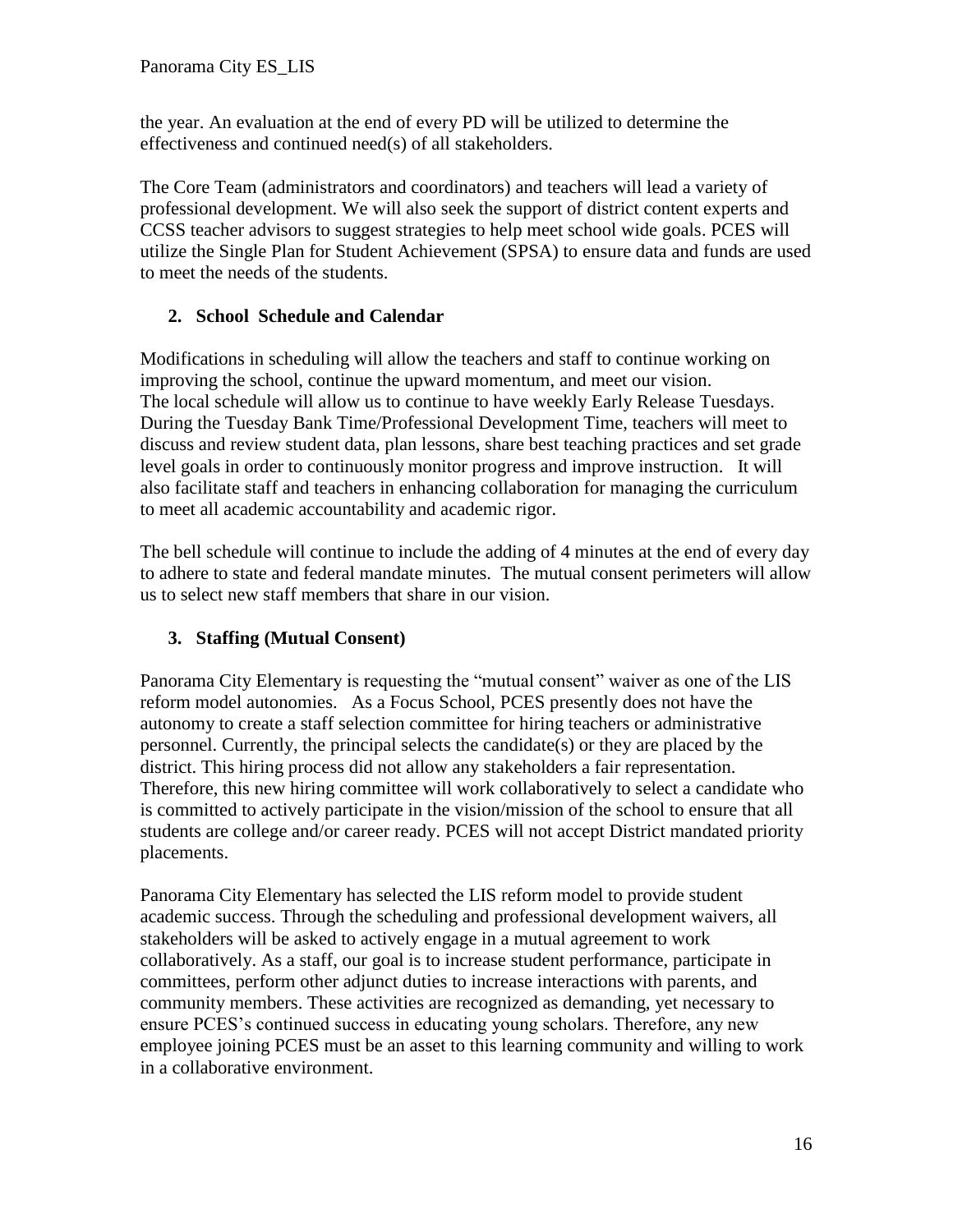the year. An evaluation at the end of every PD will be utilized to determine the effectiveness and continued need(s) of all stakeholders.

The Core Team (administrators and coordinators) and teachers will lead a variety of professional development. We will also seek the support of district content experts and CCSS teacher advisors to suggest strategies to help meet school wide goals. PCES will utilize the Single Plan for Student Achievement (SPSA) to ensure data and funds are used to meet the needs of the students.

**2. School Schedule and Calendar**

Modifications in scheduling will allow the teachers and staff to continue working on improving the school, continue the upward momentum, and meet our vision. The local schedule will allow us to continue to have weekly Early Release Tuesdays. During the Tuesday Bank Time/Professional Development Time, teachers will meet to discuss and review student data, plan lessons, share best teaching practices and set grade level goals in order to continuously monitor progress and improve instruction. It will also facilitate staff and teachers in enhancing collaboration for managing the curriculum to meet all academic accountability and academic rigor.

The bell schedule will continue to include the adding of 4 minutes at the end of every day to adhere to state and federal mandate minutes. The mutual consent perimeters will allow us to select new staff members that share in our vision.

**3. Staffing (Mutual Consent)**

Panorama City Elementary is requesting the "mutual consent" waiver as one of the LIS reform model autonomies. As a Focus School, PCES presently does not have the autonomy to create a staff selection committee for hiring teachers or administrative personnel. Currently, the principal selects the candidate(s) or they are placed by the district. This hiring process did not allow any stakeholders a fair representation. Therefore, this new hiring committee will work collaboratively to select a candidate who is committed to actively participate in the vision/mission of the school to ensure that all students are college and/or career ready. PCES will not accept District mandated priority placements.

Panorama City Elementary has selected the LIS reform model to provide student academic success. Through the scheduling and professional development waivers, all stakeholders will be asked to actively engage in a mutual agreement to work collaboratively. As a staff, our goal is to increase student performance, participate in committees, perform other adjunct duties to increase interactions with parents, and community members. These activities are recognized as demanding, yet necessary to ensure PCES's continued success in educating young scholars. Therefore, any new employee joining PCES must be an asset to this learning community and willing to work in a collaborative environment.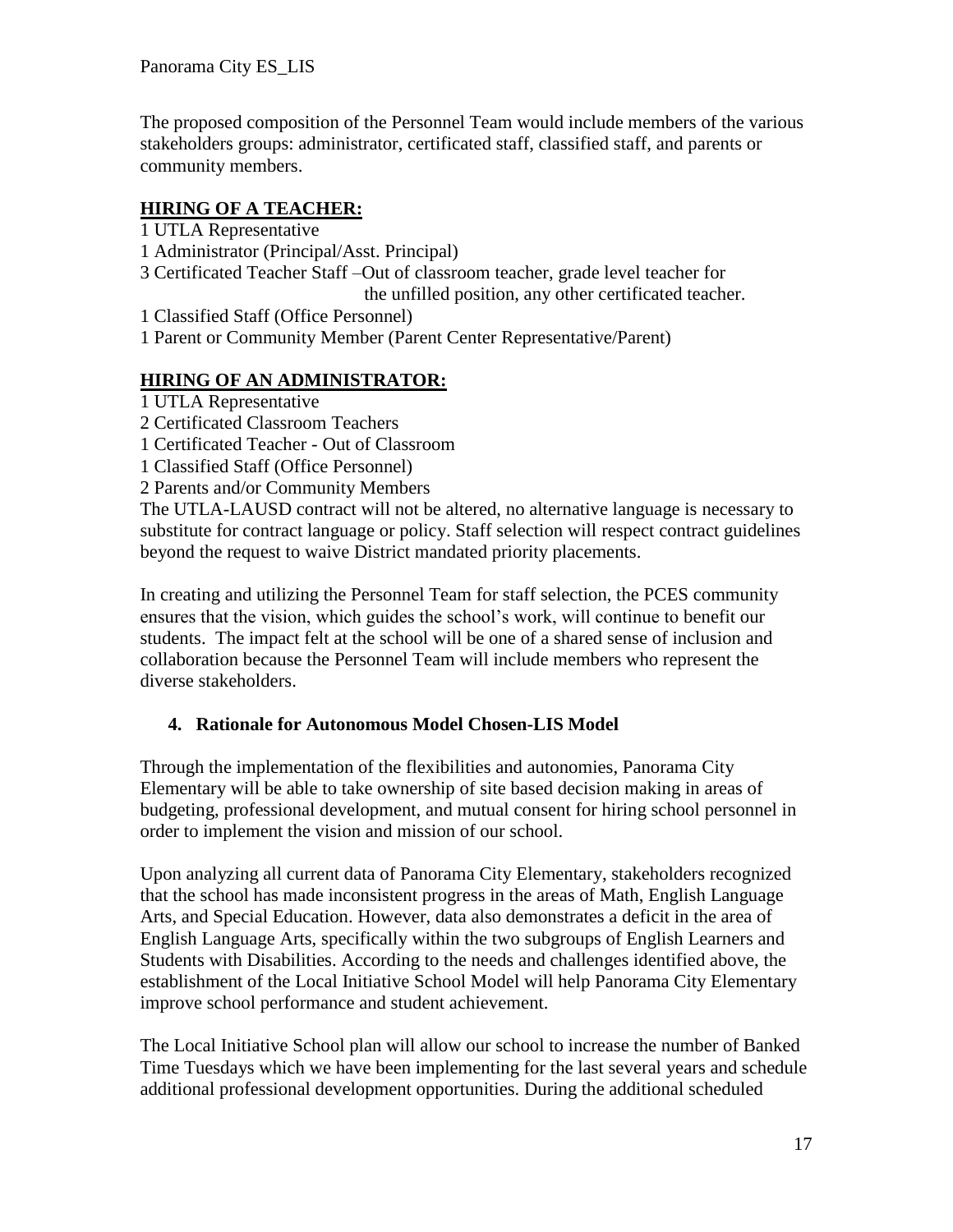The proposed composition of the Personnel Team would include members of the various stakeholders groups: administrator, certificated staff, classified staff, and parents or community members.

**HIRING OF A TEACHER:**

1 UTLA Representative
1 Administrator (Principal/Asst. Principal)
3 Certificated Teacher Staff –Out of classroom teacher, grade level teacher for the unfilled position, any other certificated teacher.
1 Classified Staff (Office Personnel)
1 Parent or Community Member (Parent Center Representative/Parent)

**HIRING OF AN ADMINISTRATOR:**

1 UTLA Representative
2 Certificated Classroom Teachers
1 Certificated Teacher - Out of Classroom
1 Classified Staff (Office Personnel)
2 Parents and/or Community Members

The UTLA-LAUSD contract will not be altered, no alternative language is necessary to substitute for contract language or policy. Staff selection will respect contract guidelines beyond the request to waive District mandated priority placements.

In creating and utilizing the Personnel Team for staff selection, the PCES community ensures that the vision, which guides the school's work, will continue to benefit our students. The impact felt at the school will be one of a shared sense of inclusion and collaboration because the Personnel Team will include members who represent the diverse stakeholders.

### 4. Rationale for Autonomous Model Chosen-LIS Model

Through the implementation of the flexibilities and autonomies, Panorama City Elementary will be able to take ownership of site based decision making in areas of budgeting, professional development, and mutual consent for hiring school personnel in order to implement the vision and mission of our school.

Upon analyzing all current data of Panorama City Elementary, stakeholders recognized that the school has made inconsistent progress in the areas of Math, English Language Arts, and Special Education. However, data also demonstrates a deficit in the area of English Language Arts, specifically within the two subgroups of English Learners and Students with Disabilities. According to the needs and challenges identified above, the establishment of the Local Initiative School Model will help Panorama City Elementary improve school performance and student achievement.

The Local Initiative School plan will allow our school to increase the number of Banked Time Tuesdays which we have been implementing for the last several years and schedule additional professional development opportunities. During the additional scheduled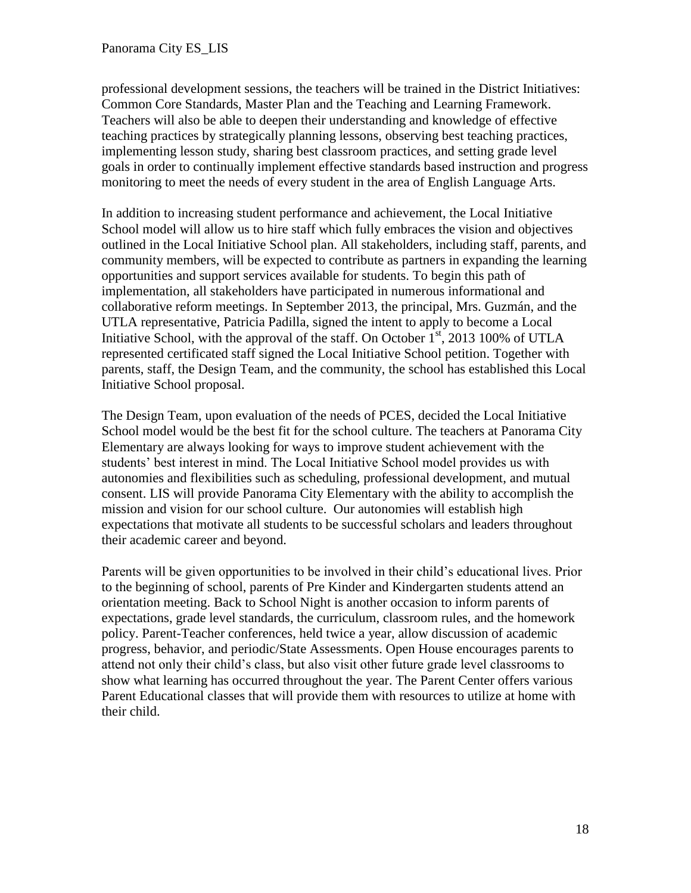professional development sessions, the teachers will be trained in the District Initiatives: Common Core Standards, Master Plan and the Teaching and Learning Framework. Teachers will also be able to deepen their understanding and knowledge of effective teaching practices by strategically planning lessons, observing best teaching practices, implementing lesson study, sharing best classroom practices, and setting grade level goals in order to continually implement effective standards based instruction and progress monitoring to meet the needs of every student in the area of English Language Arts.

In addition to increasing student performance and achievement, the Local Initiative School model will allow us to hire staff which fully embraces the vision and objectives outlined in the Local Initiative School plan. All stakeholders, including staff, parents, and community members, will be expected to contribute as partners in expanding the learning opportunities and support services available for students. To begin this path of implementation, all stakeholders have participated in numerous informational and collaborative reform meetings. In September 2013, the principal, Mrs. Guzmán, and the UTLA representative, Patricia Padilla, signed the intent to apply to become a Local Initiative School, with the approval of the staff. On October 1st, 2013 100% of UTLA represented certificated staff signed the Local Initiative School petition. Together with parents, staff, the Design Team, and the community, the school has established this Local Initiative School proposal.

The Design Team, upon evaluation of the needs of PCES, decided the Local Initiative School model would be the best fit for the school culture. The teachers at Panorama City Elementary are always looking for ways to improve student achievement with the students' best interest in mind. The Local Initiative School model provides us with autonomies and flexibilities such as scheduling, professional development, and mutual consent. LIS will provide Panorama City Elementary with the ability to accomplish the mission and vision for our school culture. Our autonomies will establish high expectations that motivate all students to be successful scholars and leaders throughout their academic career and beyond.

Parents will be given opportunities to be involved in their child's educational lives. Prior to the beginning of school, parents of Pre Kinder and Kindergarten students attend an orientation meeting. Back to School Night is another occasion to inform parents of expectations, grade level standards, the curriculum, classroom rules, and the homework policy. Parent-Teacher conferences, held twice a year, allow discussion of academic progress, behavior, and periodic/State Assessments. Open House encourages parents to attend not only their child's class, but also visit other future grade level classrooms to show what learning has occurred throughout the year. The Parent Center offers various Parent Educational classes that will provide them with resources to utilize at home with their child.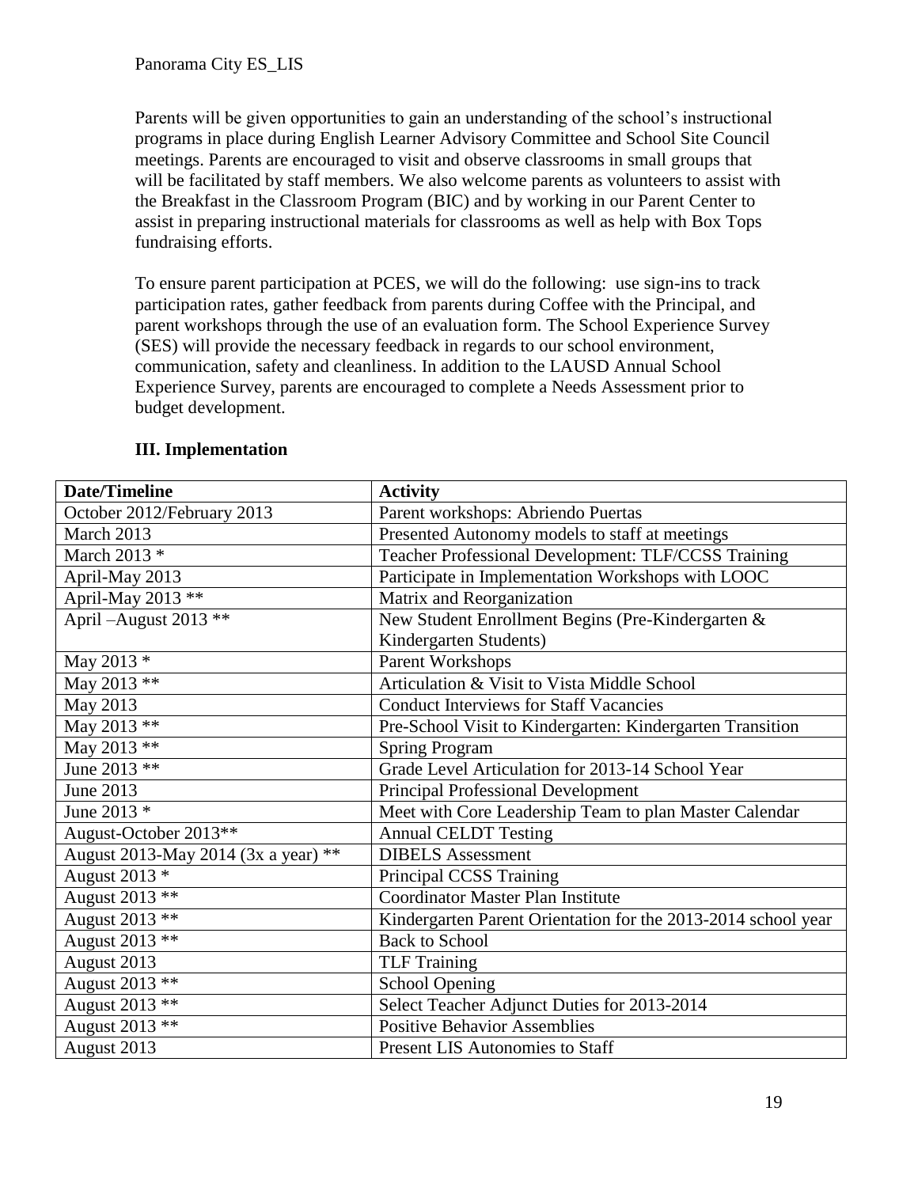Parents will be given opportunities to gain an understanding of the school's instructional programs in place during English Learner Advisory Committee and School Site Council meetings. Parents are encouraged to visit and observe classrooms in small groups that will be facilitated by staff members. We also welcome parents as volunteers to assist with the Breakfast in the Classroom Program (BIC) and by working in our Parent Center to assist in preparing instructional materials for classrooms as well as help with Box Tops fundraising efforts.

To ensure parent participation at PCES, we will do the following: use sign-ins to track participation rates, gather feedback from parents during Coffee with the Principal, and parent workshops through the use of an evaluation form. The School Experience Survey (SES) will provide the necessary feedback in regards to our school environment, communication, safety and cleanliness. In addition to the LAUSD Annual School Experience Survey, parents are encouraged to complete a Needs Assessment prior to budget development.

### III. Implementation

| Date/Timeline | Activity |
|---|---|
| October 2012/February 2013 | Parent workshops: Abriendo Puertas |
| March 2013 | Presented Autonomy models to staff at meetings |
| March 2013 * | Teacher Professional Development: TLF/CCSS Training |
| April-May 2013 | Participate in Implementation Workshops with LOOC |
| April-May 2013 ** | Matrix and Reorganization |
| April –August 2013 ** | New Student Enrollment Begins (Pre-Kindergarten & Kindergarten Students) |
| May 2013 * | Parent Workshops |
| May 2013 ** | Articulation & Visit to Vista Middle School |
| May 2013 | Conduct Interviews for Staff Vacancies |
| May 2013 ** | Pre-School Visit to Kindergarten: Kindergarten Transition |
| May 2013 ** | Spring Program |
| June 2013 ** | Grade Level Articulation for 2013-14 School Year |
| June 2013 | Principal Professional Development |
| June 2013 * | Meet with Core Leadership Team to plan Master Calendar |
| August-October 2013** | Annual CELDT Testing |
| August 2013-May 2014 (3x a year) ** | DIBELS Assessment |
| August 2013 * | Principal CCSS Training |
| August 2013 ** | Coordinator Master Plan Institute |
| August 2013 ** | Kindergarten Parent Orientation for the 2013-2014 school year |
| August 2013 ** | Back to School |
| August 2013 | TLF Training |
| August 2013 ** | School Opening |
| August 2013 ** | Select Teacher Adjunct Duties for 2013-2014 |
| August 2013 ** | Positive Behavior Assemblies |
| August 2013 | Present LIS Autonomies to Staff |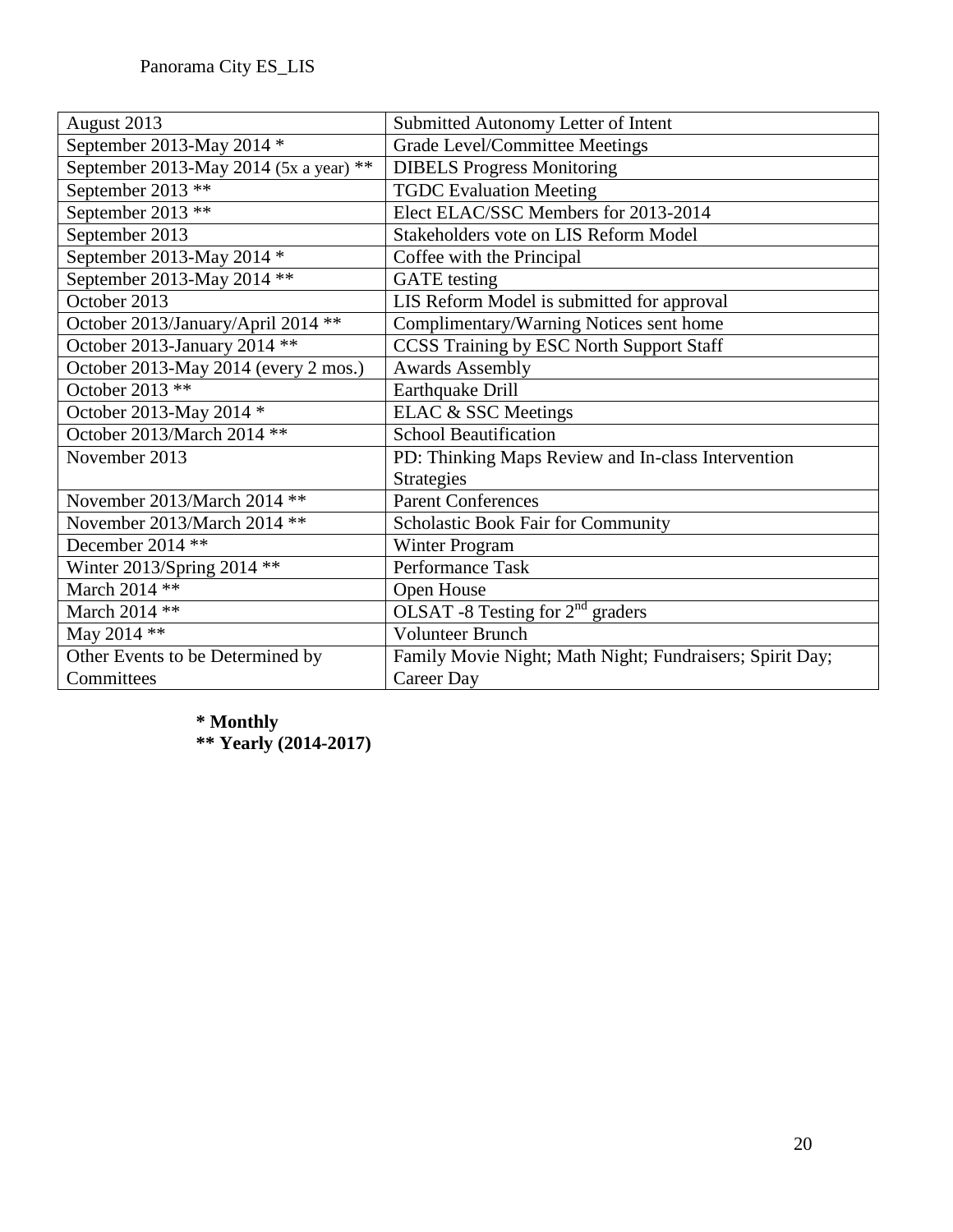Panorama City ES_LIS

| August 2013 | Submitted Autonomy Letter of Intent |
|---|---|
| September 2013-May 2014 * | Grade Level/Committee Meetings |
| September 2013-May 2014 (5x a year) ** | DIBELS Progress Monitoring |
| September 2013 ** | TGDC Evaluation Meeting |
| September 2013 ** | Elect ELAC/SSC Members for 2013-2014 |
| September 2013 | Stakeholders vote on LIS Reform Model |
| September 2013-May 2014 * | Coffee with the Principal |
| September 2013-May 2014 ** | GATE testing |
| October 2013 | LIS Reform Model is submitted for approval |
| October 2013/January/April 2014 ** | Complimentary/Warning Notices sent home |
| October 2013-January 2014 ** | CCSS Training by ESC North Support Staff |
| October 2013-May 2014 (every 2 mos.) | Awards Assembly |
| October 2013 ** | Earthquake Drill |
| October 2013-May 2014 * | ELAC & SSC Meetings |
| October 2013/March 2014 ** | School Beautification |
| November 2013 | PD: Thinking Maps Review and In-class Intervention Strategies |
| November 2013/March 2014 ** | Parent Conferences |
| November 2013/March 2014 ** | Scholastic Book Fair for Community |
| December 2014 ** | Winter Program |
| Winter 2013/Spring 2014 ** | Performance Task |
| March 2014 ** | Open House |
| March 2014 ** | OLSAT -8 Testing for 2nd graders |
| May 2014 ** | Volunteer Brunch |
| Other Events to be Determined by Committees | Family Movie Night; Math Night; Fundraisers; Spirit Day; Career Day |

**\* Monthly**
**\*\* Yearly (2014-2017)**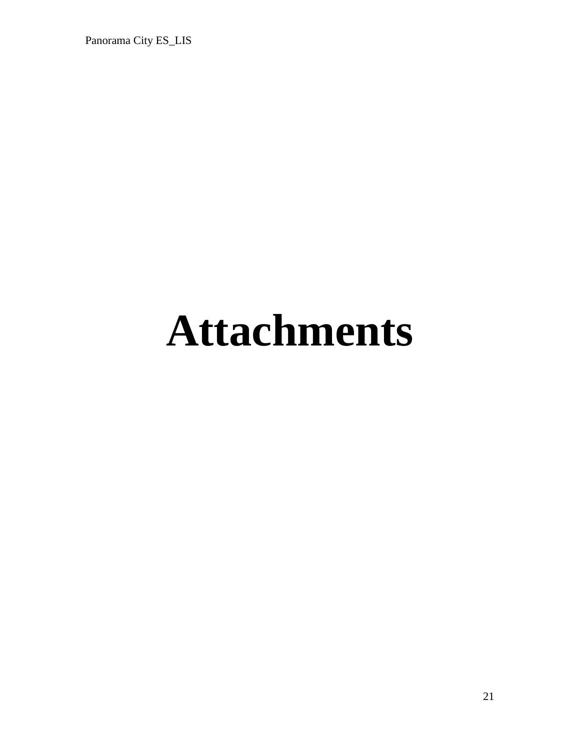# Attachments